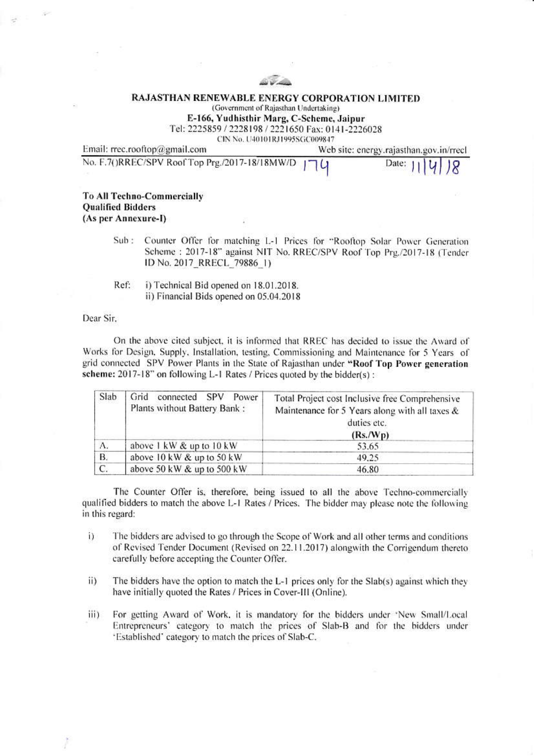# RAJASTHAN RENEWABLE ENERGY CORPORATION LIMITED

(Government of Rajasthan Undertaking)

**E-166, Yudhisthir Marg, C-Scheme, Jaipur**

Tel: 2225859 / 2228198 / 2221650 Fax: 0141-2226028

CIN No. U40101RJ1995SGC009847

Email: rrec.rooftop@gmail.com Web site: energy.rajasthan.gov.in/rrecl

No. F.7()RREC/SPV Roof Top Prg./2017-18/18MW/D 174 Date: 11/4/18

**To All Techno-Commercially Qualified Bidders (As per Annexure-I)**

Sub : Counter Offer for matching L-1 Prices for "Rooftop Solar Power Generation Scheme : 2017-18" against NIT No. RREC/SPV Roof Top Prg./2017-18 (Tender ID No. 2017_RRECL_79886_1)

Ref: i) Technical Bid opened on 18.01.2018.
ii) Financial Bids opened on 05.04.2018

Dear Sir,

On the above cited subject, it is informed that RREC has decided to issue the Award of Works for Design, Supply, Installation, testing, Commissioning and Maintenance for 5 Years of grid connected SPV Power Plants in the State of Rajasthan under **"Roof Top Power generation scheme:** 2017-18" on following L-1 Rates / Prices quoted by the bidder(s) :

| Slab | Grid connected SPV Power Plants without Battery Bank : | Total Project cost Inclusive free Comprehensive Maintenance for 5 Years along with all taxes & duties etc. **(Rs./Wp)** |
|---|---|---|
| A. | above 1 kW & up to 10 kW | 53.65 |
| B. | above 10 kW & up to 50 kW | 49.25 |
| C. | above 50 kW & up to 500 kW | 46.80 |

The Counter Offer is, therefore, being issued to all the above Techno-commercially qualified bidders to match the above L-1 Rates / Prices. The bidder may please note the following in this regard:

i) The bidders are advised to go through the Scope of Work and all other terms and conditions of Revised Tender Document (Revised on 22.11.2017) alongwith the Corrigendum thereto carefully before accepting the Counter Offer.

ii) The bidders have the option to match the L-1 prices only for the Slab(s) against which they have initially quoted the Rates / Prices in Cover-III (Online).

iii) For getting Award of Work, it is mandatory for the bidders under 'New Small/Local Entrepreneurs' category to match the prices of Slab-B and for the bidders under 'Established' category to match the prices of Slab-C.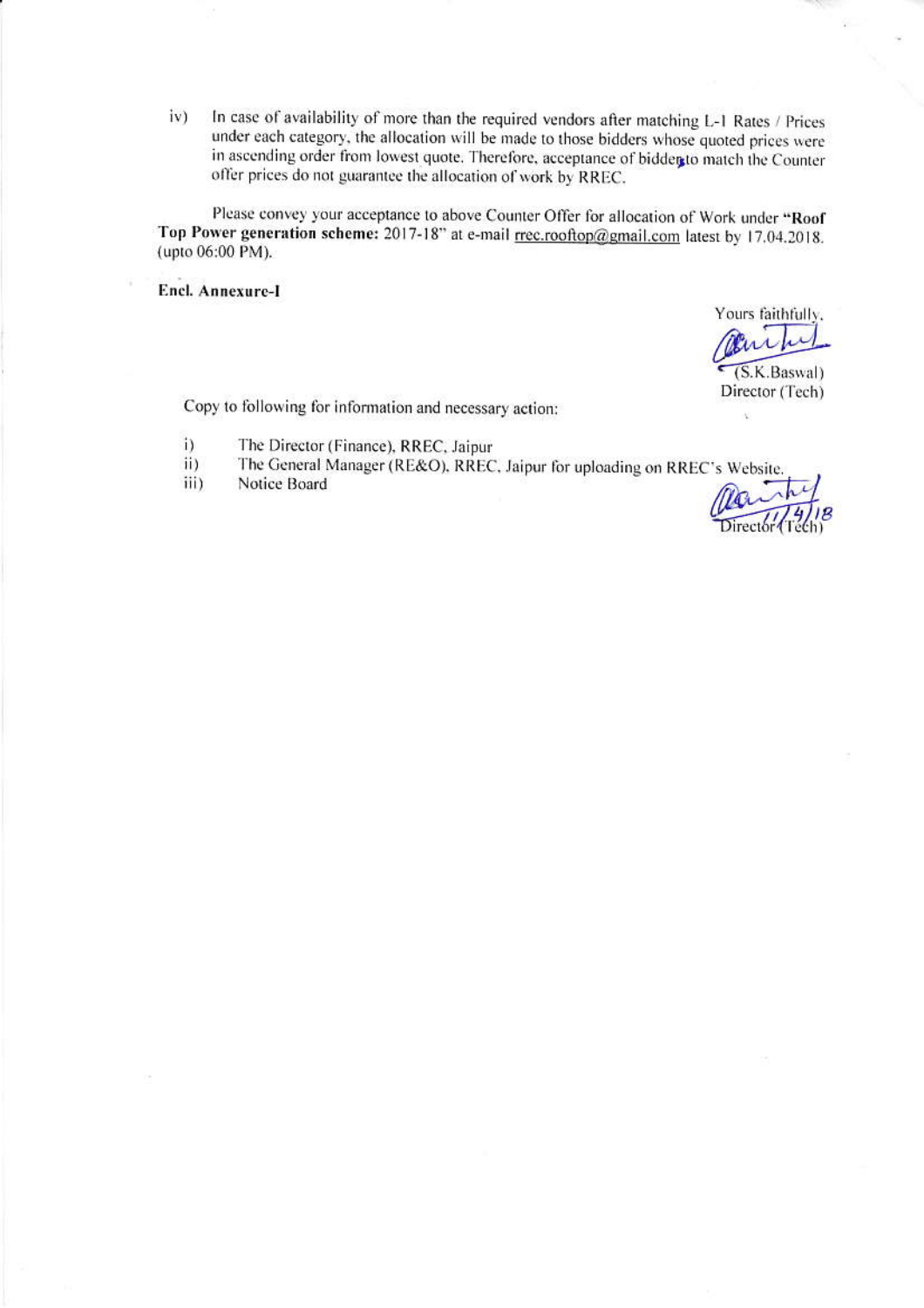iv) In case of availability of more than the required vendors after matching L-1 Rates / Prices under each category, the allocation will be made to those bidders whose quoted prices were in ascending order from lowest quote. Therefore, acceptance of bidders to match the Counter offer prices do not guarantee the allocation of work by RREC.

Please convey your acceptance to above Counter Offer for allocation of Work under **"Roof Top Power generation scheme:** 2017-18" at e-mail rrec.rooftop@gmail.com latest by 17.04.2018. (upto 06:00 PM).

**Encl. Annexure-I**

Yours faithfully,

(S.K.Baswal)
Director (Tech)

Copy to following for information and necessary action:

i) The Director (Finance), RREC, Jaipur
ii) The General Manager (RE&O), RREC, Jaipur for uploading on RREC's Website.
iii) Notice Board

11/4/18
Director (Tech)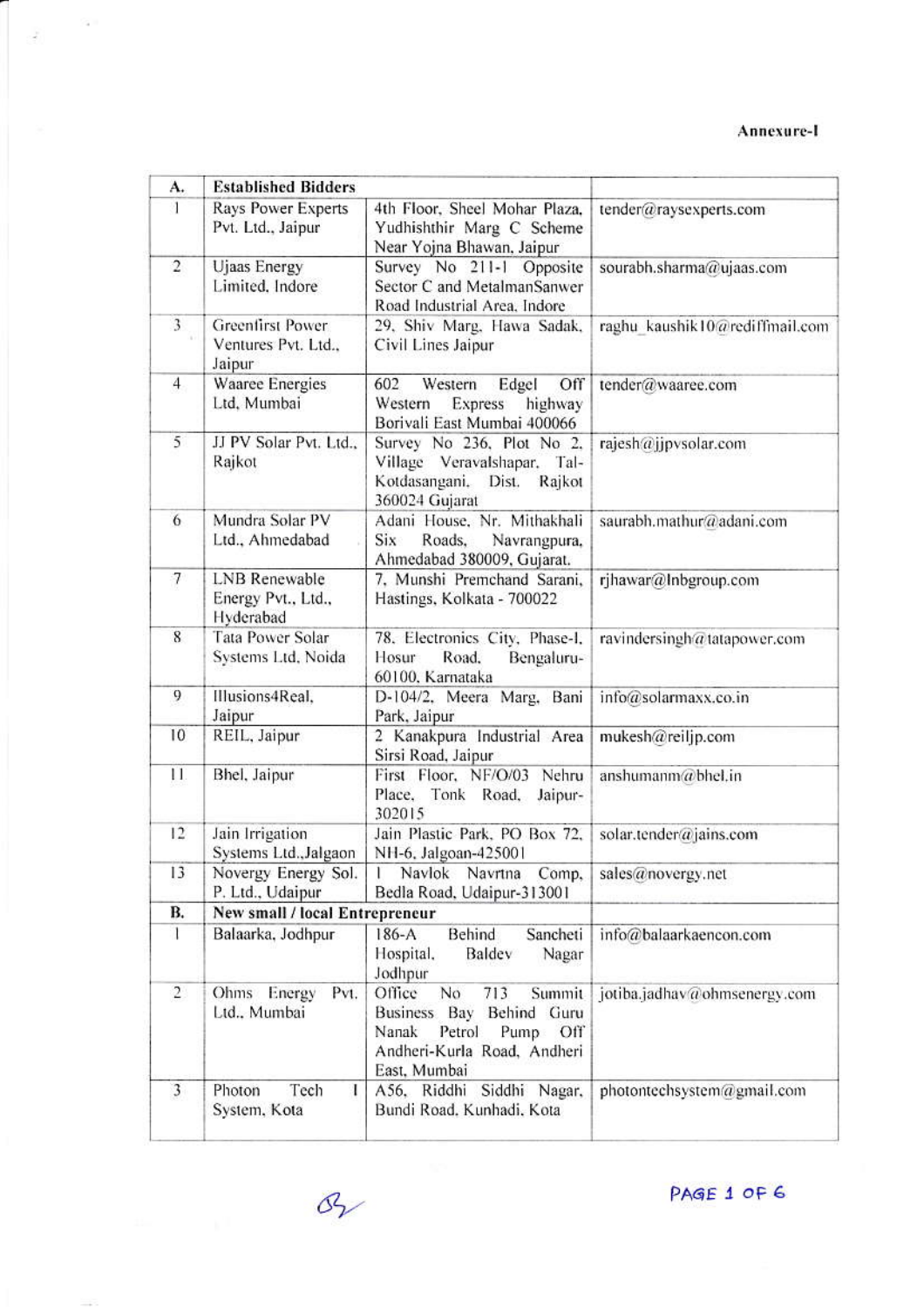**Annexure-I**

| A. | Established Bidders | | |
|---|---|---|---|
| 1 | Rays Power Experts Pvt. Ltd., Jaipur | 4th Floor, Sheel Mohar Plaza, Yudhishthir Marg C Scheme Near Yojna Bhawan, Jaipur | tender@raysexperts.com |
| 2 | Ujaas Energy Limited, Indore | Survey No 211-1 Opposite Sector C and MetalmanSanwer Road Industrial Area, Indore | sourabh.sharma@ujaas.com |
| 3 | Greenfirst Power Ventures Pvt. Ltd., Jaipur | 29, Shiv Marg, Hawa Sadak, Civil Lines Jaipur | raghu_kaushik10@rediffmail.com |
| 4 | Waaree Energies Ltd, Mumbai | 602 Western Edgel Off Western Express highway Borivali East Mumbai 400066 | tender@waaree.com |
| 5 | JJ PV Solar Pvt. Ltd., Rajkot | Survey No 236, Plot No 2, Village Veravalshapar, Tal-Kotdasangani, Dist. Rajkot 360024 Gujarat | rajesh@jjpvsolar.com |
| 6 | Mundra Solar PV Ltd., Ahmedabad | Adani House, Nr. Mithakhali Six Roads, Navrangpura, Ahmedabad 380009, Gujarat. | saurabh.mathur@adani.com |
| 7 | LNB Renewable Energy Pvt., Ltd., Hyderabad | 7, Munshi Premchand Sarani, Hastings, Kolkata - 700022 | rjhawar@lnbgroup.com |
| 8 | Tata Power Solar Systems Ltd, Noida | 78, Electronics City, Phase-I, Hosur Road, Bengaluru-60100, Karnataka | ravindersingh@tatapower.com |
| 9 | Illusions4Real, Jaipur | D-104/2, Meera Marg, Bani Park, Jaipur | info@solarmaxx.co.in |
| 10 | REIL, Jaipur | 2 Kanakpura Industrial Area Sirsi Road, Jaipur | mukesh@reiljp.com |
| 11 | Bhel, Jaipur | First Floor, NF/O/03 Nehru Place, Tonk Road, Jaipur-302015 | anshumanm@bhel.in |
| 12 | Jain Irrigation Systems Ltd.,Jalgaon | Jain Plastic Park, PO Box 72, NH-6, Jalgoan-425001 | solar.tender@jains.com |
| 13 | Novergy Energy Sol. P. Ltd., Udaipur | 1 Navlok Navrtna Comp, Bedla Road, Udaipur-313001 | sales@novergy.net |
| **B.** | **New small / local Entrepreneur** | | |
| 1 | Balaarka, Jodhpur | 186-A Behind Sancheti Hospital, Baldev Nagar Jodhpur | info@balaarkaencon.com |
| 2 | Ohms Energy Pvt. Ltd., Mumbai | Office No 713 Summit Business Bay Behind Guru Nanak Petrol Pump Off Andheri-Kurla Road, Andheri East, Mumbai | jotiba.jadhav@ohmsenergy.com |
| 3 | Photon Tech I System, Kota | A56, Riddhi Siddhi Nagar, Bundi Road, Kunhadi, Kota | photontechsystem@gmail.com |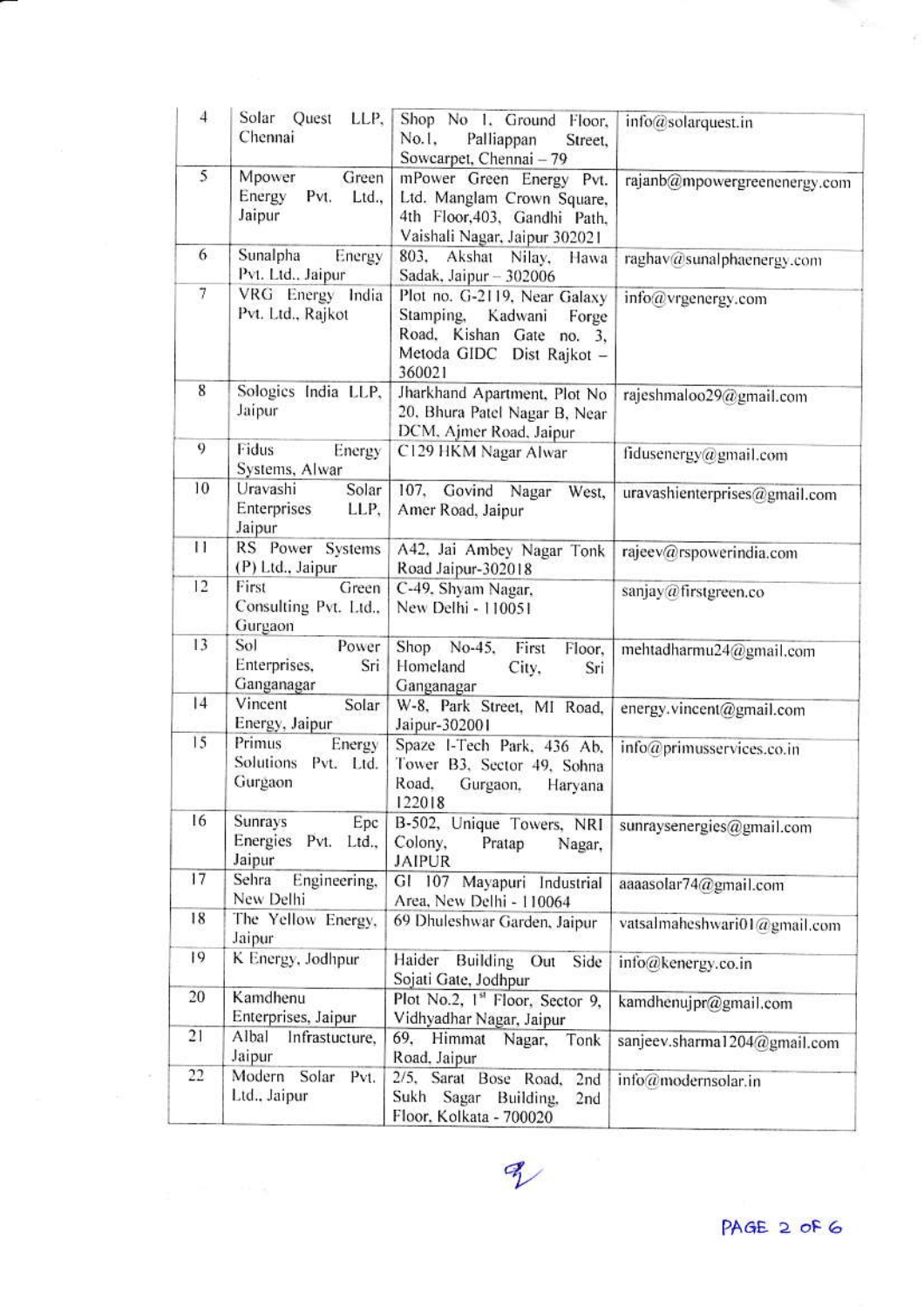| 4 | Solar Quest LLP, Chennai | Shop No 1, Ground Floor, No.1, Palliappan Street, Sowcarpet, Chennai – 79 | info@solarquest.in |
|---|---|---|---|
| 5 | Mpower Green Energy Pvt. Ltd., Jaipur | mPower Green Energy Pvt. Ltd. Manglam Crown Square, 4th Floor,403, Gandhi Path, Vaishali Nagar, Jaipur 302021 | rajanb@mpowergreenenergy.com |
| 6 | Sunalpha Energy Pvt. Ltd., Jaipur | 803, Akshat Nilay, Hawa Sadak, Jaipur – 302006 | raghav@sunalphaenergy.com |
| 7 | VRG Energy India Pvt. Ltd., Rajkot | Plot no. G-2119, Near Galaxy Stamping, Kadwani Forge Road, Kishan Gate no. 3, Metoda GIDC Dist Rajkot – 360021 | info@vrgenergy.com |
| 8 | Sologics India LLP, Jaipur | Jharkhand Apartment, Plot No 20, Bhura Patel Nagar B, Near DCM, Ajmer Road, Jaipur | rajeshmaloo29@gmail.com |
| 9 | Fidus Energy Systems, Alwar | C129 HKM Nagar Alwar | fidusenergy@gmail.com |
| 10 | Uravashi Solar Enterprises LLP, Jaipur | 107, Govind Nagar West, Amer Road, Jaipur | uravashienterprises@gmail.com |
| 11 | RS Power Systems (P) Ltd., Jaipur | A42, Jai Ambey Nagar Tonk Road Jaipur-302018 | rajeev@rspowerindia.com |
| 12 | First Green Consulting Pvt. Ltd., Gurgaon | C-49, Shyam Nagar, New Delhi - 110051 | sanjay@firstgreen.co |
| 13 | Sol Power Enterprises, Sri Ganganagar | Shop No-45, First Floor, Homeland City, Sri Ganganagar | mehtadharmu24@gmail.com |
| 14 | Vincent Solar Energy, Jaipur | W-8, Park Street, MI Road, Jaipur-302001 | energy.vincent@gmail.com |
| 15 | Primus Energy Solutions Pvt. Ltd. Gurgaon | Spaze I-Tech Park, 436 Ab, Tower B3, Sector 49, Sohna Road, Gurgaon, Haryana 122018 | info@primusservices.co.in |
| 16 | Sunrays Epc Energies Pvt. Ltd., Jaipur | B-502, Unique Towers, NRI Colony, Pratap Nagar, JAIPUR | sunraysenergies@gmail.com |
| 17 | Sehra Engineering, New Delhi | GI 107 Mayapuri Industrial Area, New Delhi - 110064 | aaaasolar74@gmail.com |
| 18 | The Yellow Energy, Jaipur | 69 Dhuleshwar Garden, Jaipur | vatsalmaheshwari01@gmail.com |
| 19 | K Energy, Jodhpur | Haider Building Out Side Sojati Gate, Jodhpur | info@kenergy.co.in |
| 20 | Kamdhenu Enterprises, Jaipur | Plot No.2, 1st Floor, Sector 9, Vidhyadhar Nagar, Jaipur | kamdhenujpr@gmail.com |
| 21 | Albal Infrastucture, Jaipur | 69, Himmat Nagar, Tonk Road, Jaipur | sanjeev.sharma1204@gmail.com |
| 22 | Modern Solar Pvt. Ltd., Jaipur | 2/5, Sarat Bose Road, 2nd Sukh Sagar Building, 2nd Floor, Kolkata - 700020 | info@modernsolar.in |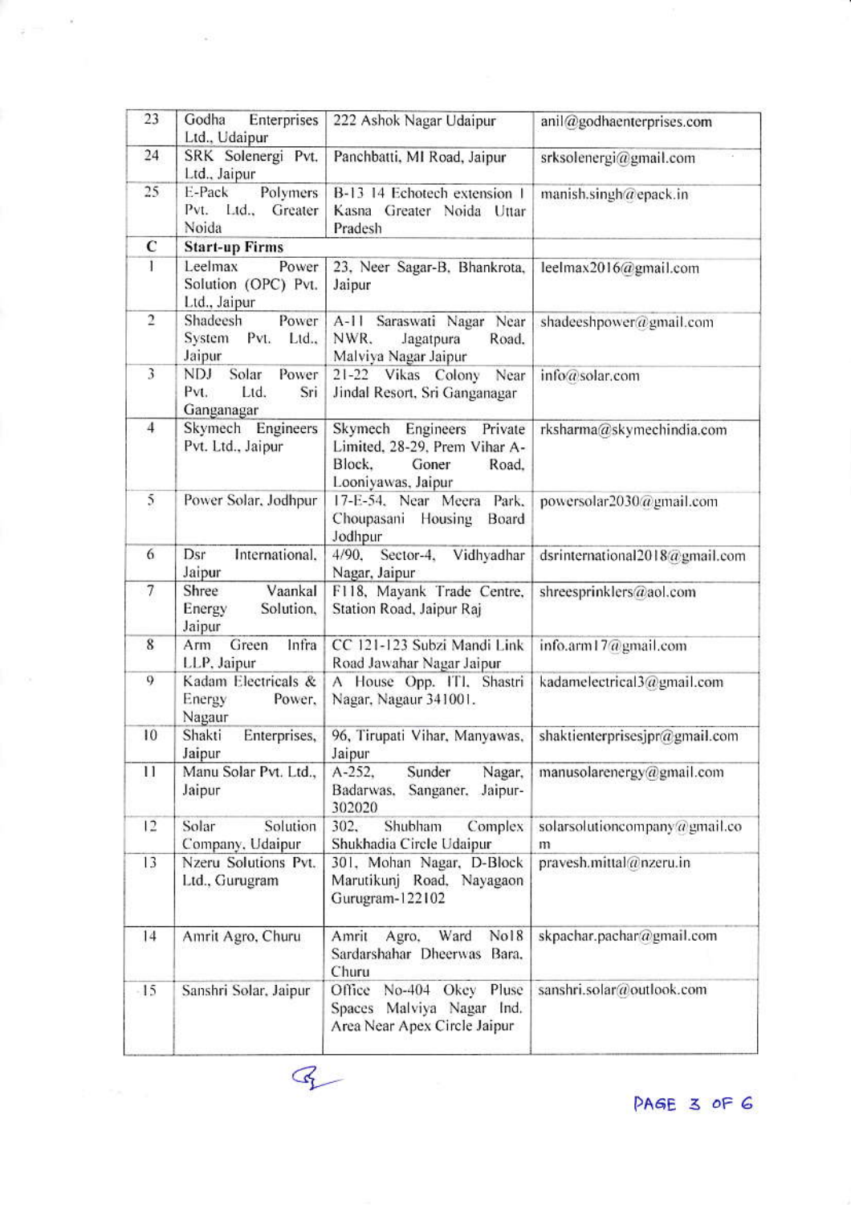| 23 | Godha Enterprises Ltd., Udaipur | 222 Ashok Nagar Udaipur | anil@godhaenterprises.com |
|---|---|---|---|
| 24 | SRK Solenergi Pvt. Ltd., Jaipur | Panchbatti, MI Road, Jaipur | srksolenergi@gmail.com |
| 25 | E-Pack Polymers Pvt. Ltd., Greater Noida | B-13 14 Echotech extension I Kasna Greater Noida Uttar Pradesh | manish.singh@epack.in |
| **C** | **Start-up Firms** | | |
| 1 | Leelmax Power Solution (OPC) Pvt. Ltd., Jaipur | 23, Neer Sagar-B, Bhankrota, Jaipur | leelmax2016@gmail.com |
| 2 | Shadeesh Power System Pvt. Ltd., Jaipur | A-11 Saraswati Nagar Near NWR, Jagatpura Road, Malviya Nagar Jaipur | shadeeshpower@gmail.com |
| 3 | NDJ Solar Power Pvt. Ltd. Sri Ganganagar | 21-22 Vikas Colony Near Jindal Resort, Sri Ganganagar | info@solar.com |
| 4 | Skymech Engineers Pvt. Ltd., Jaipur | Skymech Engineers Private Limited, 28-29, Prem Vihar A-Block, Goner Road, Looniyawas, Jaipur | rksharma@skymechindia.com |
| 5 | Power Solar, Jodhpur | 17-E-54, Near Meera Park, Choupasani Housing Board Jodhpur | powersolar2030@gmail.com |
| 6 | Dsr International, Jaipur | 4/90, Sector-4, Vidhyadhar Nagar, Jaipur | dsrinternational2018@gmail.com |
| 7 | Shree Vaankal Energy Solution, Jaipur | F118, Mayank Trade Centre, Station Road, Jaipur Raj | shreesprinklers@aol.com |
| 8 | Arm Green Infra LLP, Jaipur | CC 121-123 Subzi Mandi Link Road Jawahar Nagar Jaipur | info.arm17@gmail.com |
| 9 | Kadam Electricals & Energy Power, Nagaur | A House Opp. ITI, Shastri Nagar, Nagaur 341001. | kadamelectrical3@gmail.com |
| 10 | Shakti Enterprises, Jaipur | 96, Tirupati Vihar, Manyawas, Jaipur | shaktienterprisesjpr@gmail.com |
| 11 | Manu Solar Pvt. Ltd., Jaipur | A-252, Sunder Nagar, Badarwas, Sanganer, Jaipur-302020 | manusolarenergy@gmail.com |
| 12 | Solar Solution Company, Udaipur | 302, Shubham Complex Shukhadia Circle Udaipur | solarsolutioncompany@gmail.com |
| 13 | Nzeru Solutions Pvt. Ltd., Gurugram | 301, Mohan Nagar, D-Block Marutikunj Road, Nayagaon Gurugram-122102 | pravesh.mittal@nzeru.in |
| 14 | Amrit Agro, Churu | Amrit Agro, Ward No18 Sardarshahar Dheerwas Bara, Churu | skpachar.pachar@gmail.com |
| 15 | Sanshri Solar, Jaipur | Office No-404 Okey Pluse Spaces Malviya Nagar Ind. Area Near Apex Circle Jaipur | sanshri.solar@outlook.com |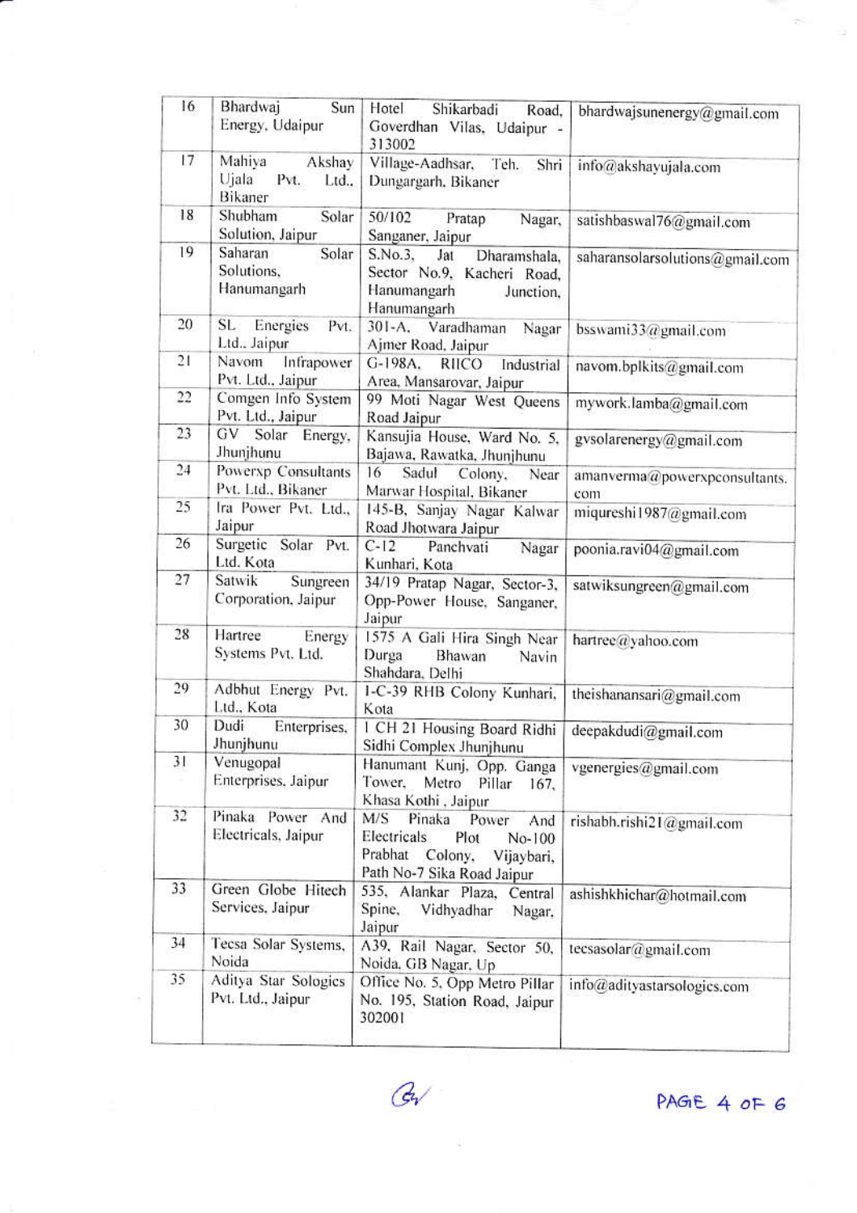| 16 | Bhardwaj Sun Energy, Udaipur | Hotel Shikarbadi Road, Goverdhan Vilas, Udaipur - 313002 | bhardwajsunenergy@gmail.com |
|---|---|---|---|
| 17 | Mahiya Akshay Ujala Pvt. Ltd., Bikaner | Village-Aadhsar, Teh. Shri Dungargarh, Bikaner | info@akshayujala.com |
| 18 | Shubham Solar Solution, Jaipur | 50/102 Pratap Nagar, Sanganer, Jaipur | satishbaswal76@gmail.com |
| 19 | Saharan Solar Solutions, Hanumangarh | S.No.3, Jat Dharamshala, Sector No.9, Kacheri Road, Hanumangarh Junction, Hanumangarh | saharansolarsolutions@gmail.com |
| 20 | SL Energies Pvt. Ltd., Jaipur | 301-A, Varadhaman Nagar Ajmer Road, Jaipur | bsswami33@gmail.com |
| 21 | Navom Infrapower Pvt. Ltd., Jaipur | G-198A, RIICO Industrial Area, Mansarovar, Jaipur | navom.bplkits@gmail.com |
| 22 | Comgen Info System Pvt. Ltd., Jaipur | 99 Moti Nagar West Queens Road Jaipur | mywork.lamba@gmail.com |
| 23 | GV Solar Energy, Jhunjhunu | Kansujia House, Ward No. 5, Bajawa, Rawatka, Jhunjhunu | gvsolarenergy@gmail.com |
| 24 | Powerxp Consultants Pvt. Ltd., Bikaner | 16 Sadul Colony, Near Marwar Hospital, Bikaner | amanverma@powerxpconsultants.com |
| 25 | Ira Power Pvt. Ltd., Jaipur | 145-B, Sanjay Nagar Kalwar Road Jhotwara Jaipur | miqureshi1987@gmail.com |
| 26 | Surgetic Solar Pvt. Ltd. Kota | C-12 Panchvati Nagar Kunhari, Kota | poonia.ravi04@gmail.com |
| 27 | Satwik Sungreen Corporation, Jaipur | 34/19 Pratap Nagar, Sector-3, Opp-Power House, Sanganer, Jaipur | satwiksungreen@gmail.com |
| 28 | Hartree Energy Systems Pvt. Ltd. | 1575 A Gali Hira Singh Near Durga Bhawan Navin Shahdara, Delhi | hartree@yahoo.com |
| 29 | Adbhut Energy Pvt. Ltd., Kota | 1-C-39 RHB Colony Kunhari, Kota | theishanansari@gmail.com |
| 30 | Dudi Enterprises, Jhunjhunu | 1 CH 21 Housing Board Ridhi Sidhi Complex Jhunjhunu | deepakdudi@gmail.com |
| 31 | Venugopal Enterprises, Jaipur | Hanumant Kunj, Opp. Ganga Tower, Metro Pillar 167, Khasa Kothi , Jaipur | vgenergies@gmail.com |
| 32 | Pinaka Power And Electricals, Jaipur | M/S Pinaka Power And Electricals Plot No-100 Prabhat Colony, Vijaybari, Path No-7 Sika Road Jaipur | rishabh.rishi21@gmail.com |
| 33 | Green Globe Hitech Services, Jaipur | 535, Alankar Plaza, Central Spine, Vidhyadhar Nagar, Jaipur | ashishkhichar@hotmail.com |
| 34 | Tecsa Solar Systems, Noida | A39, Rail Nagar, Sector 50, Noida, GB Nagar, Up | tecsasolar@gmail.com |
| 35 | Aditya Star Sologics Pvt. Ltd., Jaipur | Office No. 5, Opp Metro Pillar No. 195, Station Road, Jaipur 302001 | info@adityastarsologics.com |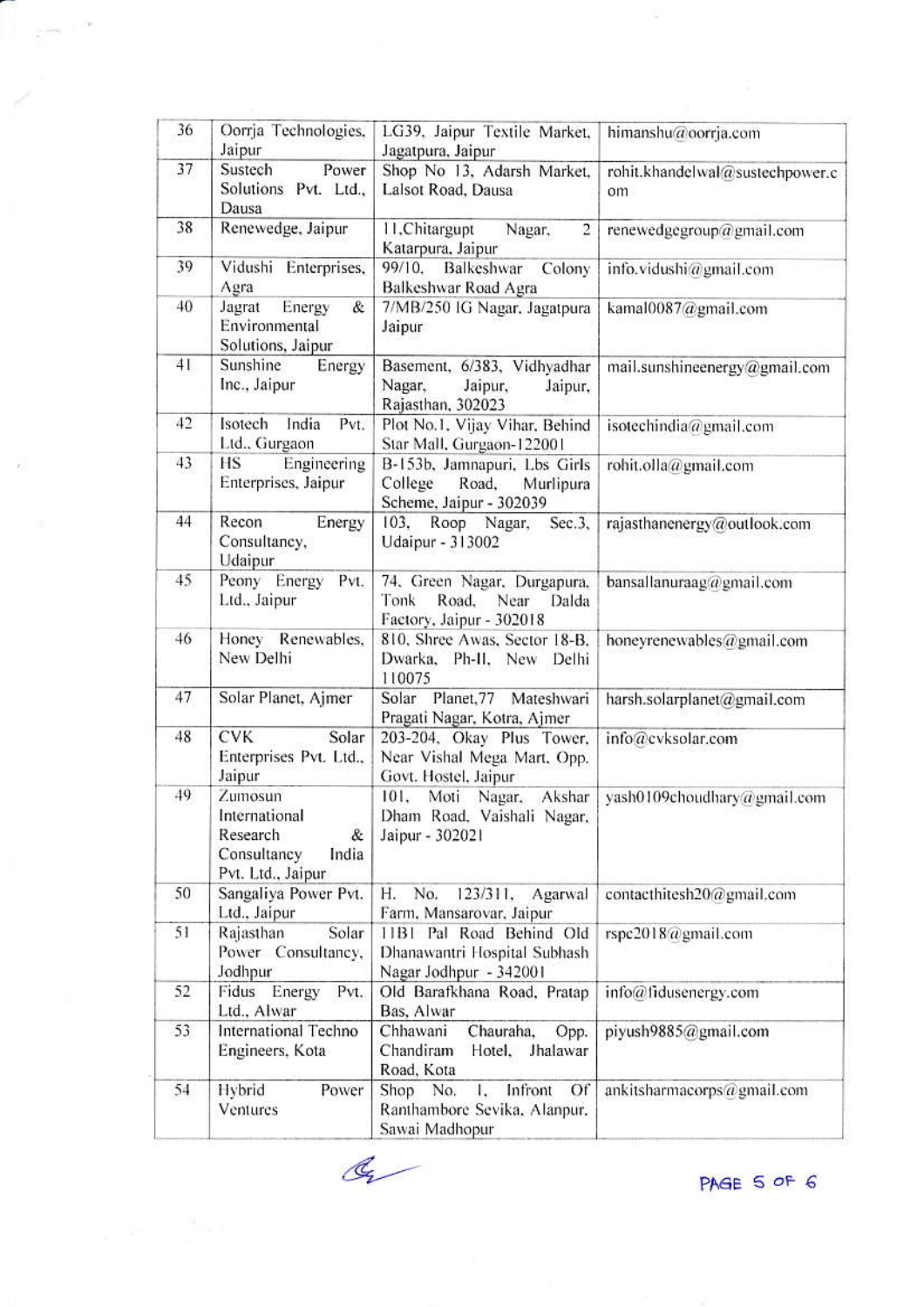| 36 | Oorrja Technologies, Jaipur | LG39, Jaipur Textile Market, Jagatpura, Jaipur | himanshu@oorrja.com |
|---|---|---|---|
| 37 | Sustech Power Solutions Pvt. Ltd., Dausa | Shop No 13, Adarsh Market, Lalsot Road, Dausa | rohit.khandelwal@sustechpower.com |
| 38 | Renewedge, Jaipur | 11,Chitargupt Nagar, 2 Katarpura, Jaipur | renewedgegroup@gmail.com |
| 39 | Vidushi Enterprises, Agra | 99/10, Balkeshwar Colony Balkeshwar Road Agra | info.vidushi@gmail.com |
| 40 | Jagrat Energy & Environmental Solutions, Jaipur | 7/MB/250 IG Nagar, Jagatpura Jaipur | kamal0087@gmail.com |
| 41 | Sunshine Energy Inc., Jaipur | Basement, 6/383, Vidhyadhar Nagar, Jaipur, Jaipur, Rajasthan, 302023 | mail.sunshineenergy@gmail.com |
| 42 | Isotech India Pvt. Ltd., Gurgaon | Plot No.1, Vijay Vihar, Behind Star Mall, Gurgaon-122001 | isotechindia@gmail.com |
| 43 | HS Engineering Enterprises, Jaipur | B-153b, Jamnapuri, Lbs Girls College Road, Murlipura Scheme, Jaipur - 302039 | rohit.olla@gmail.com |
| 44 | Recon Energy Consultancy, Udaipur | 103, Roop Nagar, Sec.3, Udaipur - 313002 | rajasthanenergy@outlook.com |
| 45 | Peony Energy Pvt. Ltd., Jaipur | 74, Green Nagar, Durgapura, Tonk Road, Near Dalda Factory, Jaipur - 302018 | bansallanuraag@gmail.com |
| 46 | Honey Renewables, New Delhi | 810, Shree Awas, Sector 18-B, Dwarka, Ph-II, New Delhi 110075 | honeyrenewables@gmail.com |
| 47 | Solar Planet, Ajmer | Solar Planet,77 Mateshwari Pragati Nagar, Kotra, Ajmer | harsh.solarplanet@gmail.com |
| 48 | CVK Solar Enterprises Pvt. Ltd., Jaipur | 203-204, Okay Plus Tower, Near Vishal Mega Mart, Opp. Govt. Hostel, Jaipur | info@cvksolar.com |
| 49 | Zumosun International Research & Consultancy India Pvt. Ltd., Jaipur | 101, Moti Nagar, Akshar Dham Road, Vaishali Nagar, Jaipur - 302021 | yash0109choudhary@gmail.com |
| 50 | Sangaliya Power Pvt. Ltd., Jaipur | H. No. 123/311, Agarwal Farm, Mansarovar, Jaipur | contacthitesh20@gmail.com |
| 51 | Rajasthan Solar Power Consultancy, Jodhpur | 11B1 Pal Road Behind Old Dhanawantri Hospital Subhash Nagar Jodhpur - 342001 | rspc2018@gmail.com |
| 52 | Fidus Energy Pvt. Ltd., Alwar | Old Barafkhana Road, Pratap Bas, Alwar | info@fidusenergy.com |
| 53 | International Techno Engineers, Kota | Chhawani Chauraha, Opp. Chandiram Hotel, Jhalawar Road, Kota | piyush9885@gmail.com |
| 54 | Hybrid Power Ventures | Shop No. 1, Infront Of Ranthambore Sevika, Alanpur, Sawai Madhopur | ankitsharmacorps@gmail.com |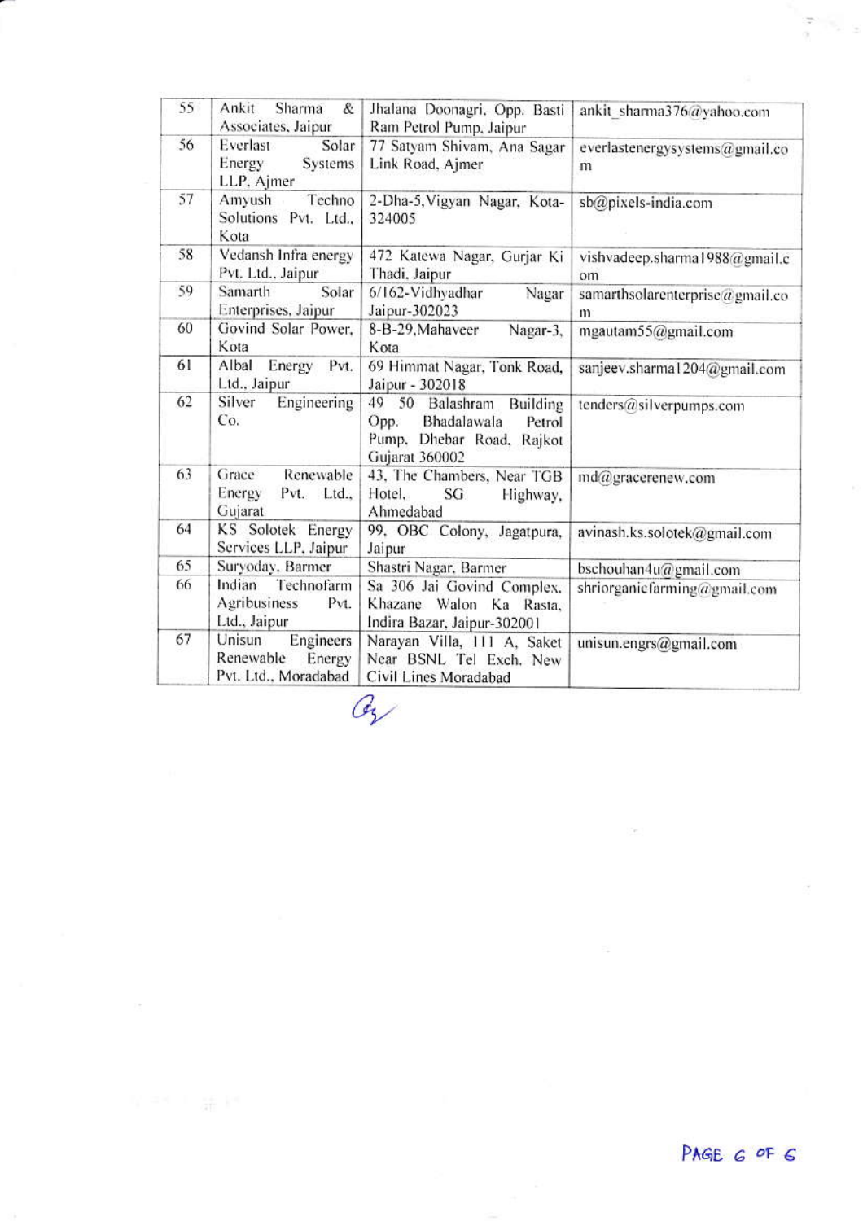| | | | |
|---|---|---|---|
| 55 | Ankit Sharma & Associates, Jaipur | Jhalana Doonagri, Opp. Basti Ram Petrol Pump, Jaipur | ankit_sharma376@yahoo.com |
| 56 | Everlast Solar Energy Systems LLP, Ajmer | 77 Satyam Shivam, Ana Sagar Link Road, Ajmer | everlastenergysystems@gmail.com |
| 57 | Amyush Techno Solutions Pvt. Ltd., Kota | 2-Dha-5, Vigyan Nagar, Kota-324005 | sb@pixels-india.com |
| 58 | Vedansh Infra energy Pvt. Ltd., Jaipur | 472 Katewa Nagar, Gurjar Ki Thadi, Jaipur | vishvadeep.sharma1988@gmail.com |
| 59 | Samarth Solar Enterprises, Jaipur | 6/162-Vidhyadhar Nagar Jaipur-302023 | samarthsolarenterprise@gmail.com |
| 60 | Govind Solar Power, Kota | 8-B-29, Mahaveer Nagar-3, Kota | mgautam55@gmail.com |
| 61 | Albal Energy Pvt. Ltd., Jaipur | 69 Himmat Nagar, Tonk Road, Jaipur - 302018 | sanjeev.sharma1204@gmail.com |
| 62 | Silver Engineering Co. | 49 50 Balashram Building Opp. Bhadalawala Petrol Pump, Dhebar Road, Rajkot Gujarat 360002 | tenders@silverpumps.com |
| 63 | Grace Renewable Energy Pvt. Ltd., Gujarat | 43, The Chambers, Near TGB Hotel, SG Highway, Ahmedabad | md@gracerenew.com |
| 64 | KS Solotek Energy Services LLP, Jaipur | 99, OBC Colony, Jagatpura, Jaipur | avinash.ks.solotek@gmail.com |
| 65 | Suryoday, Barmer | Shastri Nagar, Barmer | bschouhan4u@gmail.com |
| 66 | Indian Technofarm Agribusiness Pvt. Ltd., Jaipur | Sa 306 Jai Govind Complex, Khazane Walon Ka Rasta, Indira Bazar, Jaipur-302001 | shriorganicfarming@gmail.com |
| 67 | Unisun Engineers Renewable Energy Pvt. Ltd., Moradabad | Narayan Villa, 111 A, Saket Near BSNL Tel Exch. New Civil Lines Moradabad | unisun.engrs@gmail.com |